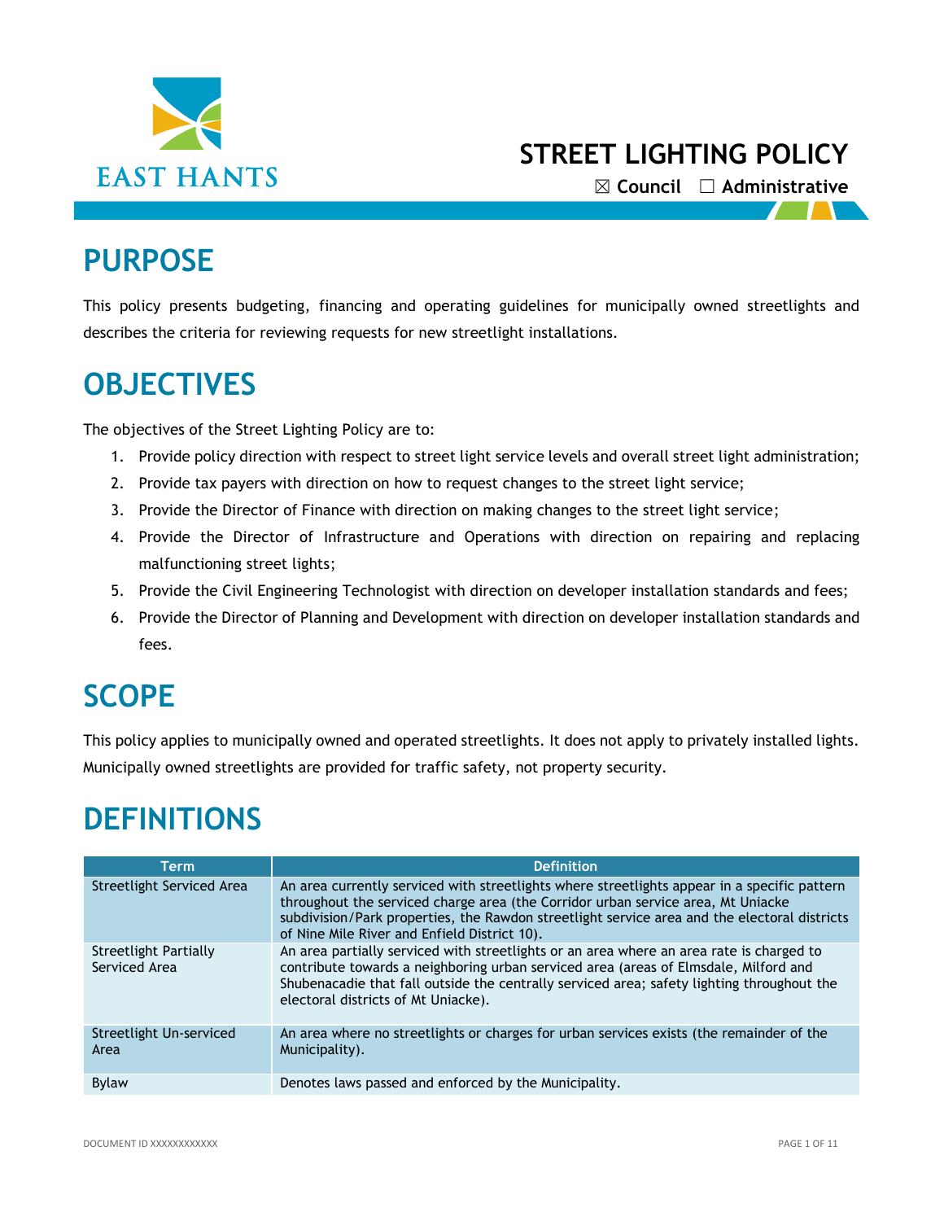EAST HANTS

# STREET LIGHTING POLICY

☒ Council ☐ Administrative

## PURPOSE

This policy presents budgeting, financing and operating guidelines for municipally owned streetlights and describes the criteria for reviewing requests for new streetlight installations.

## OBJECTIVES

The objectives of the Street Lighting Policy are to:

1. Provide policy direction with respect to street light service levels and overall street light administration;
2. Provide tax payers with direction on how to request changes to the street light service;
3. Provide the Director of Finance with direction on making changes to the street light service;
4. Provide the Director of Infrastructure and Operations with direction on repairing and replacing malfunctioning street lights;
5. Provide the Civil Engineering Technologist with direction on developer installation standards and fees;
6. Provide the Director of Planning and Development with direction on developer installation standards and fees.

## SCOPE

This policy applies to municipally owned and operated streetlights. It does not apply to privately installed lights. Municipally owned streetlights are provided for traffic safety, not property security.

## DEFINITIONS

| Term | Definition |
|---|---|
| Streetlight Serviced Area | An area currently serviced with streetlights where streetlights appear in a specific pattern throughout the serviced charge area (the Corridor urban service area, Mt Uniacke subdivision/Park properties, the Rawdon streetlight service area and the electoral districts of Nine Mile River and Enfield District 10). |
| Streetlight Partially Serviced Area | An area partially serviced with streetlights or an area where an area rate is charged to contribute towards a neighboring urban serviced area (areas of Elmsdale, Milford and Shubenacadie that fall outside the centrally serviced area; safety lighting throughout the electoral districts of Mt Uniacke). |
| Streetlight Un-serviced Area | An area where no streetlights or charges for urban services exists (the remainder of the Municipality). |
| Bylaw | Denotes laws passed and enforced by the Municipality. |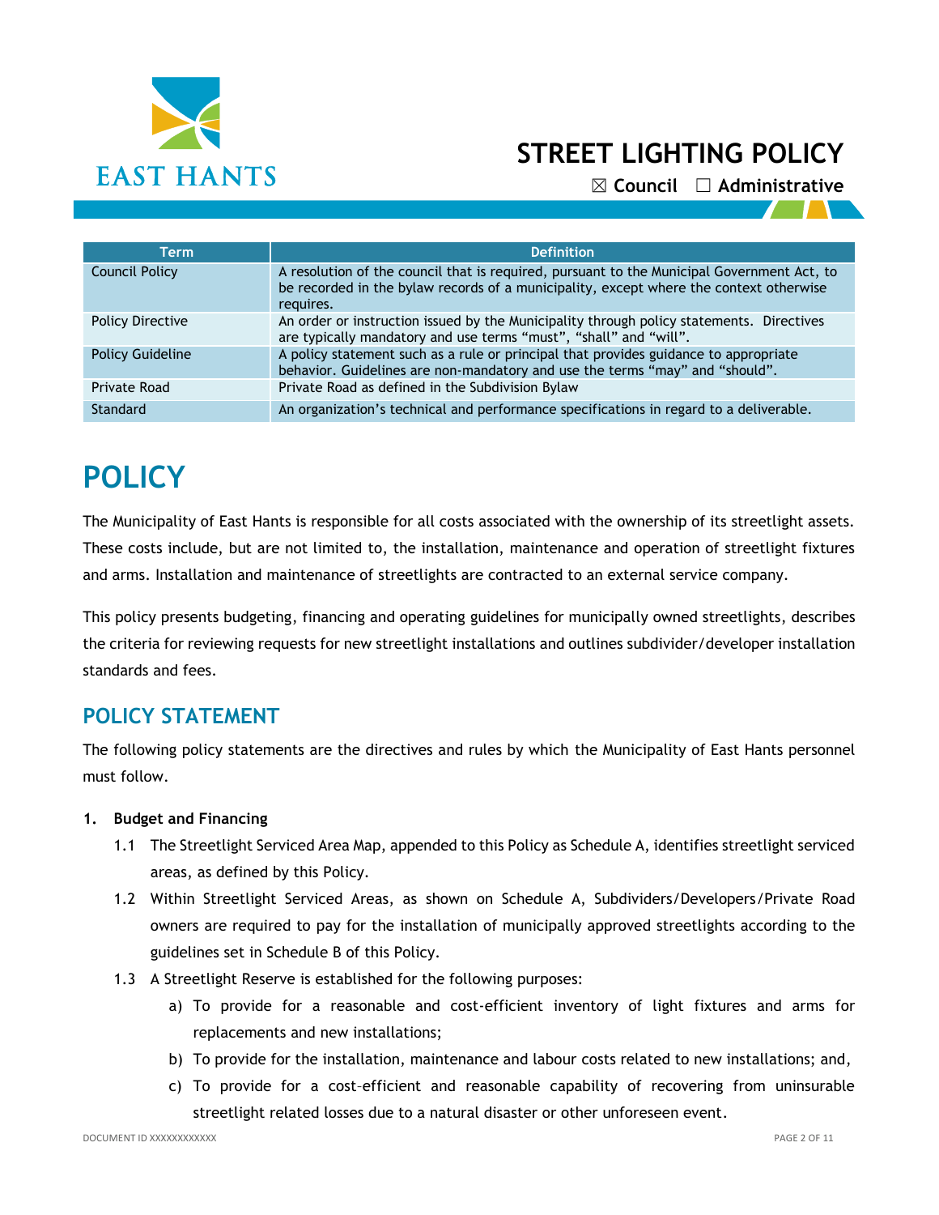# STREET LIGHTING POLICY

☒ Council ☐ Administrative

| Term | Definition |
|---|---|
| Council Policy | A resolution of the council that is required, pursuant to the Municipal Government Act, to be recorded in the bylaw records of a municipality, except where the context otherwise requires. |
| Policy Directive | An order or instruction issued by the Municipality through policy statements. Directives are typically mandatory and use terms “must”, “shall” and “will”. |
| Policy Guideline | A policy statement such as a rule or principal that provides guidance to appropriate behavior. Guidelines are non-mandatory and use the terms “may” and “should”. |
| Private Road | Private Road as defined in the Subdivision Bylaw |
| Standard | An organization’s technical and performance specifications in regard to a deliverable. |

# POLICY

The Municipality of East Hants is responsible for all costs associated with the ownership of its streetlight assets. These costs include, but are not limited to, the installation, maintenance and operation of streetlight fixtures and arms. Installation and maintenance of streetlights are contracted to an external service company.

This policy presents budgeting, financing and operating guidelines for municipally owned streetlights, describes the criteria for reviewing requests for new streetlight installations and outlines subdivider/developer installation standards and fees.

## POLICY STATEMENT

The following policy statements are the directives and rules by which the Municipality of East Hants personnel must follow.

**1. Budget and Financing**

1.1 The Streetlight Serviced Area Map, appended to this Policy as Schedule A, identifies streetlight serviced areas, as defined by this Policy.

1.2 Within Streetlight Serviced Areas, as shown on Schedule A, Subdividers/Developers/Private Road owners are required to pay for the installation of municipally approved streetlights according to the guidelines set in Schedule B of this Policy.

1.3 A Streetlight Reserve is established for the following purposes:

a) To provide for a reasonable and cost-efficient inventory of light fixtures and arms for replacements and new installations;

b) To provide for the installation, maintenance and labour costs related to new installations; and,

c) To provide for a cost-efficient and reasonable capability of recovering from uninsurable streetlight related losses due to a natural disaster or other unforeseen event.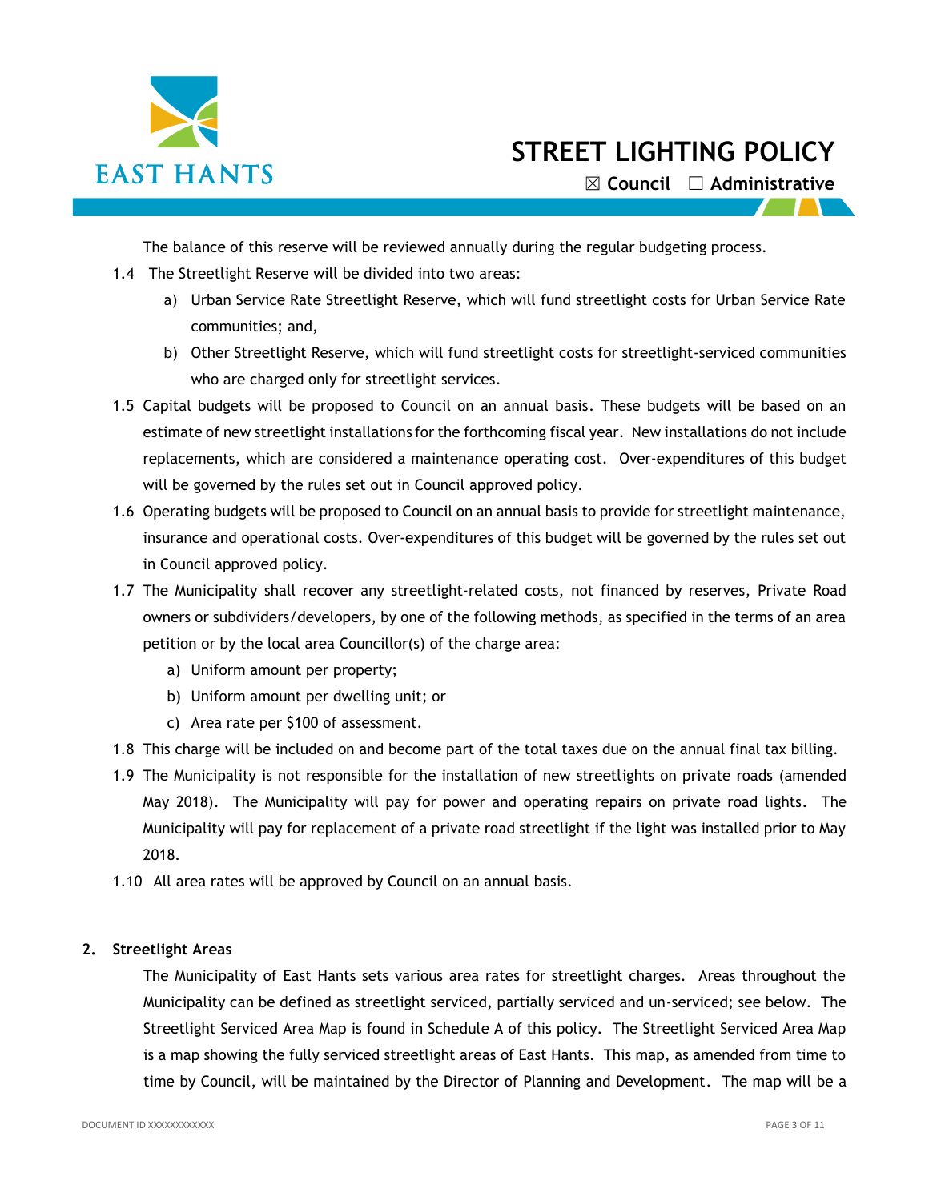The balance of this reserve will be reviewed annually during the regular budgeting process.

1.4 The Streetlight Reserve will be divided into two areas:
   a) Urban Service Rate Streetlight Reserve, which will fund streetlight costs for Urban Service Rate communities; and,
   b) Other Streetlight Reserve, which will fund streetlight costs for streetlight-serviced communities who are charged only for streetlight services.

1.5 Capital budgets will be proposed to Council on an annual basis. These budgets will be based on an estimate of new streetlight installations for the forthcoming fiscal year. New installations do not include replacements, which are considered a maintenance operating cost. Over-expenditures of this budget will be governed by the rules set out in Council approved policy.

1.6 Operating budgets will be proposed to Council on an annual basis to provide for streetlight maintenance, insurance and operational costs. Over-expenditures of this budget will be governed by the rules set out in Council approved policy.

1.7 The Municipality shall recover any streetlight-related costs, not financed by reserves, Private Road owners or subdividers/developers, by one of the following methods, as specified in the terms of an area petition or by the local area Councillor(s) of the charge area:
   a) Uniform amount per property;
   b) Uniform amount per dwelling unit; or
   c) Area rate per $100 of assessment.

1.8 This charge will be included on and become part of the total taxes due on the annual final tax billing.

1.9 The Municipality is not responsible for the installation of new streetlights on private roads (amended May 2018). The Municipality will pay for power and operating repairs on private road lights. The Municipality will pay for replacement of a private road streetlight if the light was installed prior to May 2018.

1.10 All area rates will be approved by Council on an annual basis.

## 2. Streetlight Areas

The Municipality of East Hants sets various area rates for streetlight charges. Areas throughout the Municipality can be defined as streetlight serviced, partially serviced and un-serviced; see below. The Streetlight Serviced Area Map is found in Schedule A of this policy. The Streetlight Serviced Area Map is a map showing the fully serviced streetlight areas of East Hants. This map, as amended from time to time by Council, will be maintained by the Director of Planning and Development. The map will be a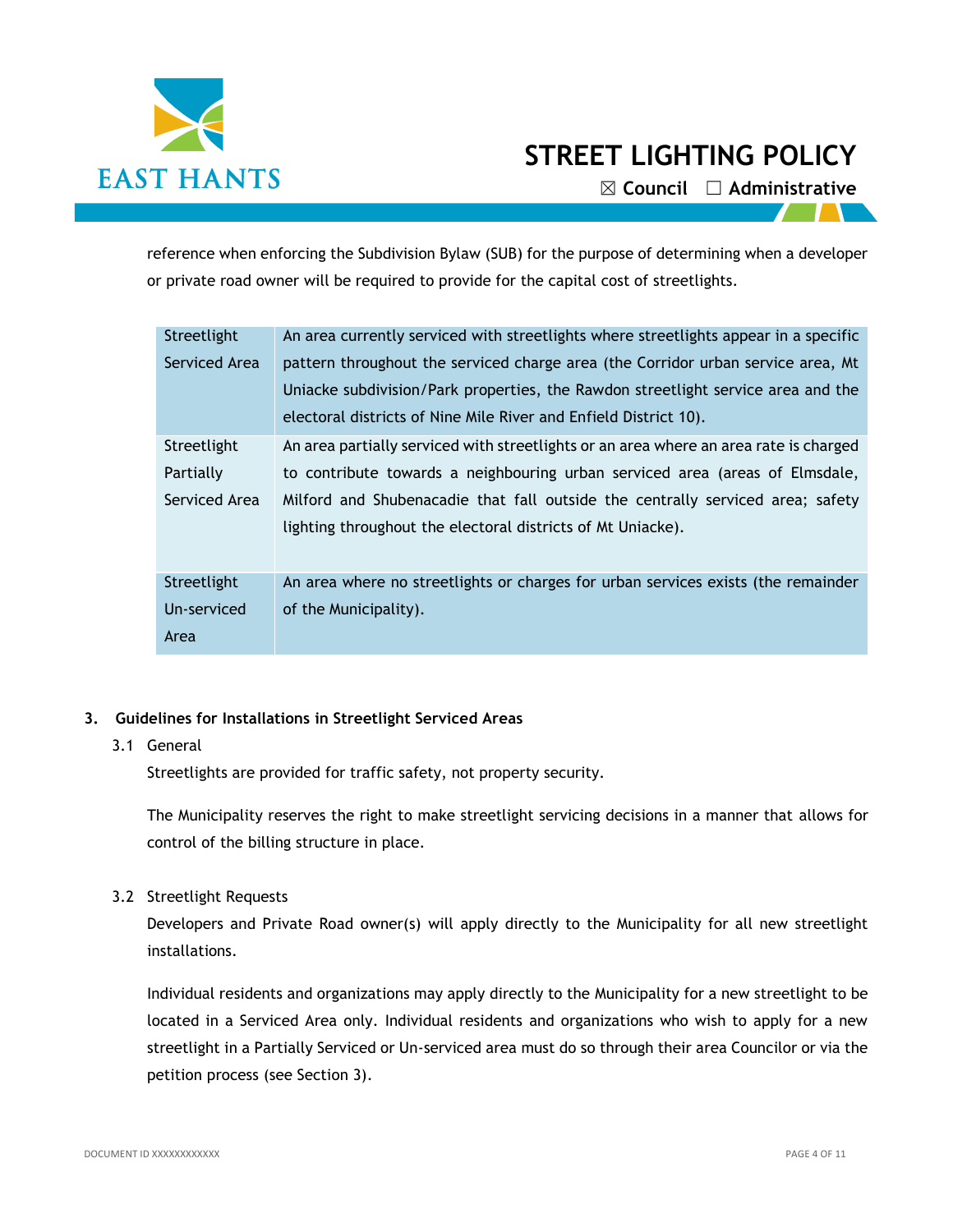reference when enforcing the Subdivision Bylaw (SUB) for the purpose of determining when a developer or private road owner will be required to provide for the capital cost of streetlights.

| | |
|---|---|
| Streetlight Serviced Area | An area currently serviced with streetlights where streetlights appear in a specific pattern throughout the serviced charge area (the Corridor urban service area, Mt Uniacke subdivision/Park properties, the Rawdon streetlight service area and the electoral districts of Nine Mile River and Enfield District 10). |
| Streetlight Partially Serviced Area | An area partially serviced with streetlights or an area where an area rate is charged to contribute towards a neighbouring urban serviced area (areas of Elmsdale, Milford and Shubenacadie that fall outside the centrally serviced area; safety lighting throughout the electoral districts of Mt Uniacke). |
| Streetlight Un-serviced Area | An area where no streetlights or charges for urban services exists (the remainder of the Municipality). |

## 3. Guidelines for Installations in Streetlight Serviced Areas

### 3.1 General

Streetlights are provided for traffic safety, not property security.

The Municipality reserves the right to make streetlight servicing decisions in a manner that allows for control of the billing structure in place.

### 3.2 Streetlight Requests

Developers and Private Road owner(s) will apply directly to the Municipality for all new streetlight installations.

Individual residents and organizations may apply directly to the Municipality for a new streetlight to be located in a Serviced Area only. Individual residents and organizations who wish to apply for a new streetlight in a Partially Serviced or Un-serviced area must do so through their area Councilor or via the petition process (see Section 3).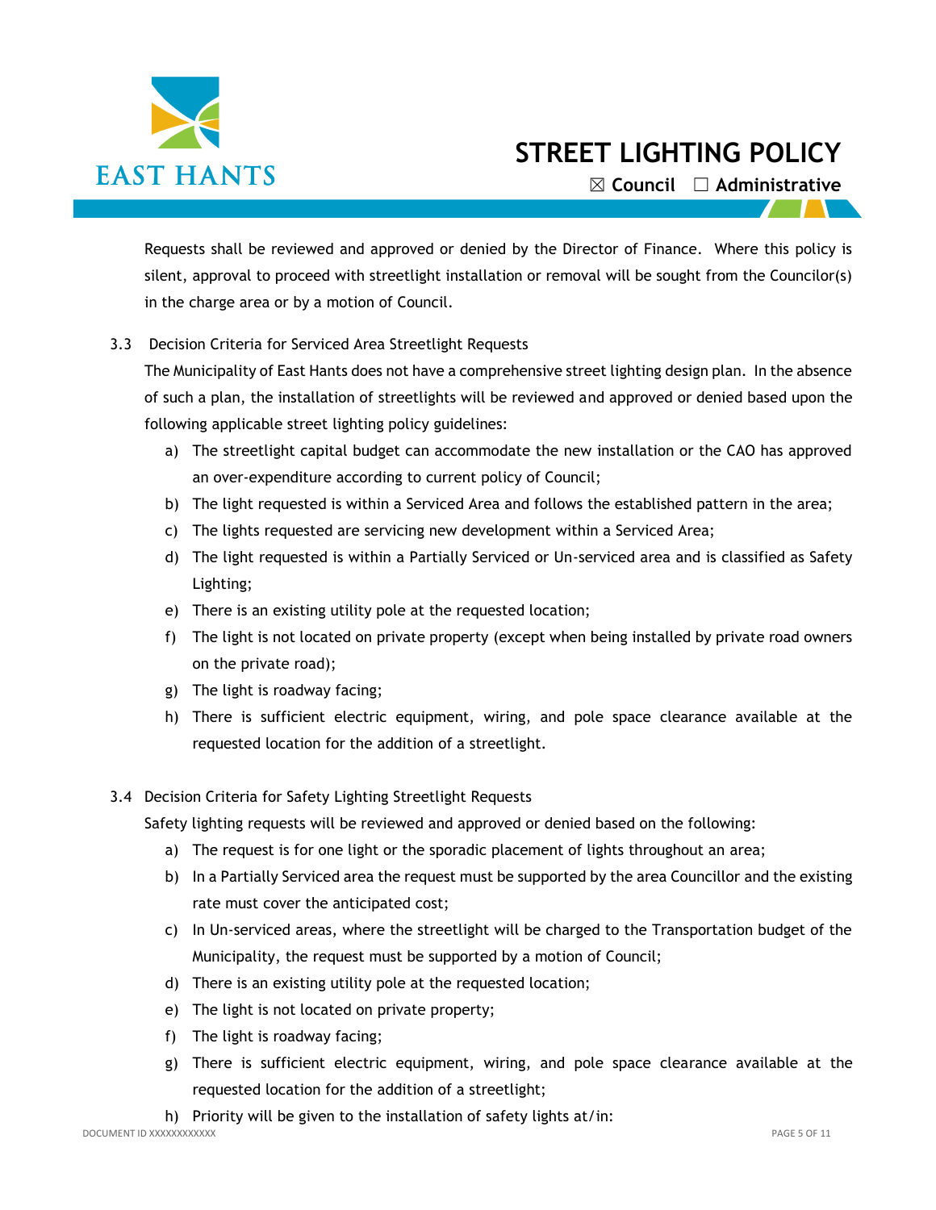Requests shall be reviewed and approved or denied by the Director of Finance. Where this policy is silent, approval to proceed with streetlight installation or removal will be sought from the Councilor(s) in the charge area or by a motion of Council.

3.3 Decision Criteria for Serviced Area Streetlight Requests

The Municipality of East Hants does not have a comprehensive street lighting design plan. In the absence of such a plan, the installation of streetlights will be reviewed and approved or denied based upon the following applicable street lighting policy guidelines:

a) The streetlight capital budget can accommodate the new installation or the CAO has approved an over-expenditure according to current policy of Council;
b) The light requested is within a Serviced Area and follows the established pattern in the area;
c) The lights requested are servicing new development within a Serviced Area;
d) The light requested is within a Partially Serviced or Un-serviced area and is classified as Safety Lighting;
e) There is an existing utility pole at the requested location;
f) The light is not located on private property (except when being installed by private road owners on the private road);
g) The light is roadway facing;
h) There is sufficient electric equipment, wiring, and pole space clearance available at the requested location for the addition of a streetlight.

3.4 Decision Criteria for Safety Lighting Streetlight Requests

Safety lighting requests will be reviewed and approved or denied based on the following:

a) The request is for one light or the sporadic placement of lights throughout an area;
b) In a Partially Serviced area the request must be supported by the area Councillor and the existing rate must cover the anticipated cost;
c) In Un-serviced areas, where the streetlight will be charged to the Transportation budget of the Municipality, the request must be supported by a motion of Council;
d) There is an existing utility pole at the requested location;
e) The light is not located on private property;
f) The light is roadway facing;
g) There is sufficient electric equipment, wiring, and pole space clearance available at the requested location for the addition of a streetlight;
h) Priority will be given to the installation of safety lights at/in: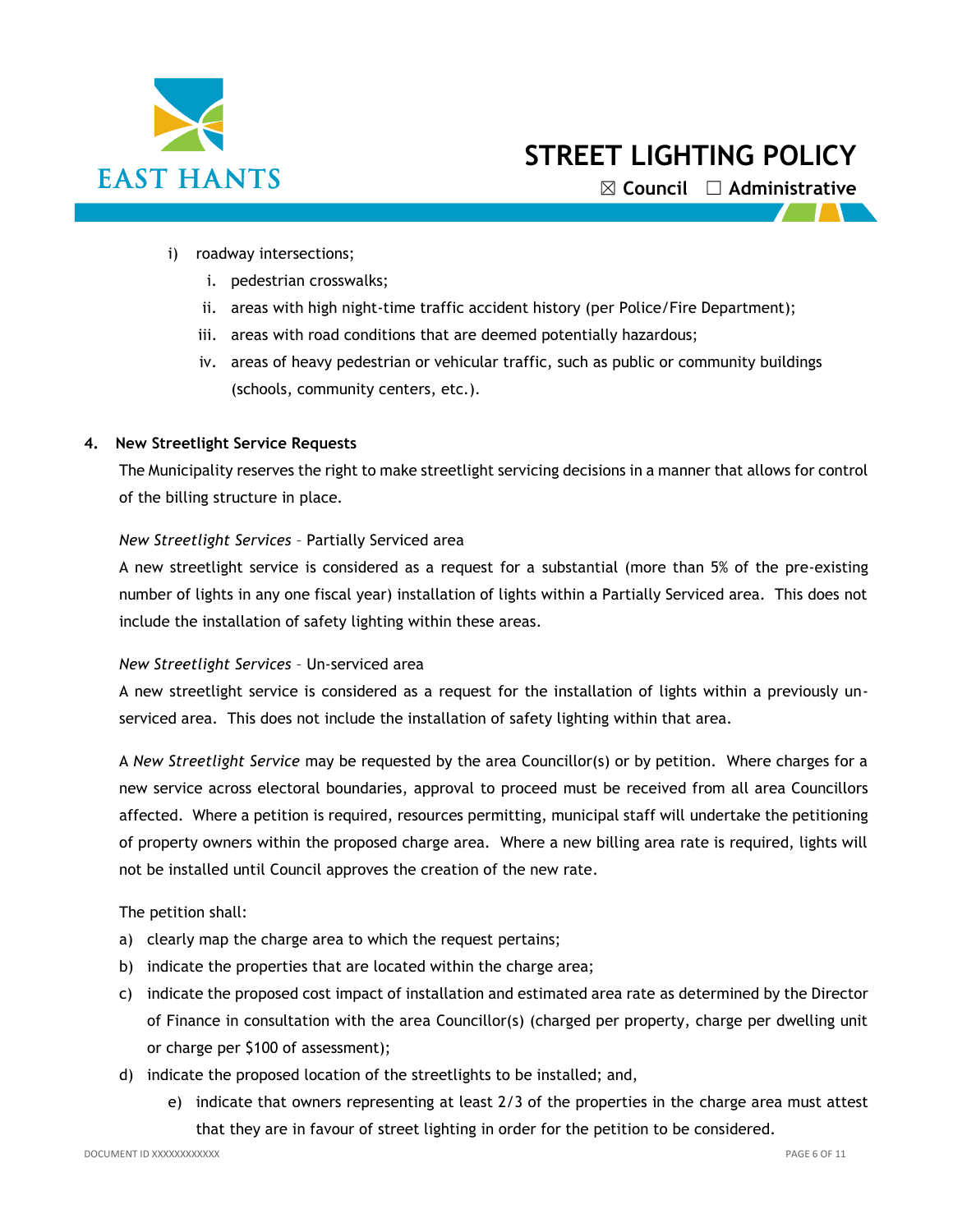i) roadway intersections;

   i. pedestrian crosswalks;

   ii. areas with high night-time traffic accident history (per Police/Fire Department);

   iii. areas with road conditions that are deemed potentially hazardous;

   iv. areas of heavy pedestrian or vehicular traffic, such as public or community buildings (schools, community centers, etc.).

## 4. New Streetlight Service Requests

The Municipality reserves the right to make streetlight servicing decisions in a manner that allows for control of the billing structure in place.

*New Streetlight Services* – Partially Serviced area

A new streetlight service is considered as a request for a substantial (more than 5% of the pre-existing number of lights in any one fiscal year) installation of lights within a Partially Serviced area. This does not include the installation of safety lighting within these areas.

*New Streetlight Services* – Un-serviced area

A new streetlight service is considered as a request for the installation of lights within a previously un-serviced area. This does not include the installation of safety lighting within that area.

A *New Streetlight Service* may be requested by the area Councillor(s) or by petition. Where charges for a new service across electoral boundaries, approval to proceed must be received from all area Councillors affected. Where a petition is required, resources permitting, municipal staff will undertake the petitioning of property owners within the proposed charge area. Where a new billing area rate is required, lights will not be installed until Council approves the creation of the new rate.

The petition shall:

a) clearly map the charge area to which the request pertains;
b) indicate the properties that are located within the charge area;
c) indicate the proposed cost impact of installation and estimated area rate as determined by the Director of Finance in consultation with the area Councillor(s) (charged per property, charge per dwelling unit or charge per $100 of assessment);
d) indicate the proposed location of the streetlights to be installed; and,
e) indicate that owners representing at least 2/3 of the properties in the charge area must attest that they are in favour of street lighting in order for the petition to be considered.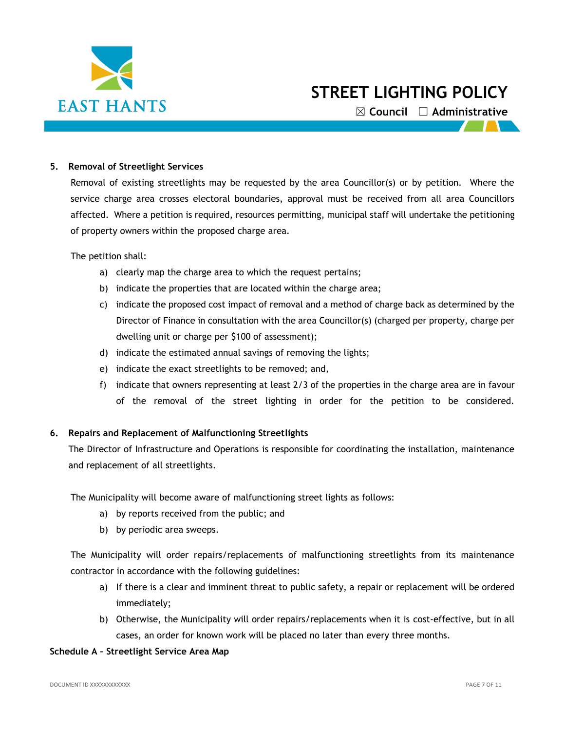### 5. Removal of Streetlight Services

Removal of existing streetlights may be requested by the area Councillor(s) or by petition. Where the service charge area crosses electoral boundaries, approval must be received from all area Councillors affected. Where a petition is required, resources permitting, municipal staff will undertake the petitioning of property owners within the proposed charge area.

The petition shall:

a) clearly map the charge area to which the request pertains;
b) indicate the properties that are located within the charge area;
c) indicate the proposed cost impact of removal and a method of charge back as determined by the Director of Finance in consultation with the area Councillor(s) (charged per property, charge per dwelling unit or charge per $100 of assessment);
d) indicate the estimated annual savings of removing the lights;
e) indicate the exact streetlights to be removed; and,
f) indicate that owners representing at least 2/3 of the properties in the charge area are in favour of the removal of the street lighting in order for the petition to be considered.

### 6. Repairs and Replacement of Malfunctioning Streetlights

The Director of Infrastructure and Operations is responsible for coordinating the installation, maintenance and replacement of all streetlights.

The Municipality will become aware of malfunctioning street lights as follows:

a) by reports received from the public; and
b) by periodic area sweeps.

The Municipality will order repairs/replacements of malfunctioning streetlights from its maintenance contractor in accordance with the following guidelines:

a) If there is a clear and imminent threat to public safety, a repair or replacement will be ordered immediately;
b) Otherwise, the Municipality will order repairs/replacements when it is cost-effective, but in all cases, an order for known work will be placed no later than every three months.

**Schedule A – Streetlight Service Area Map**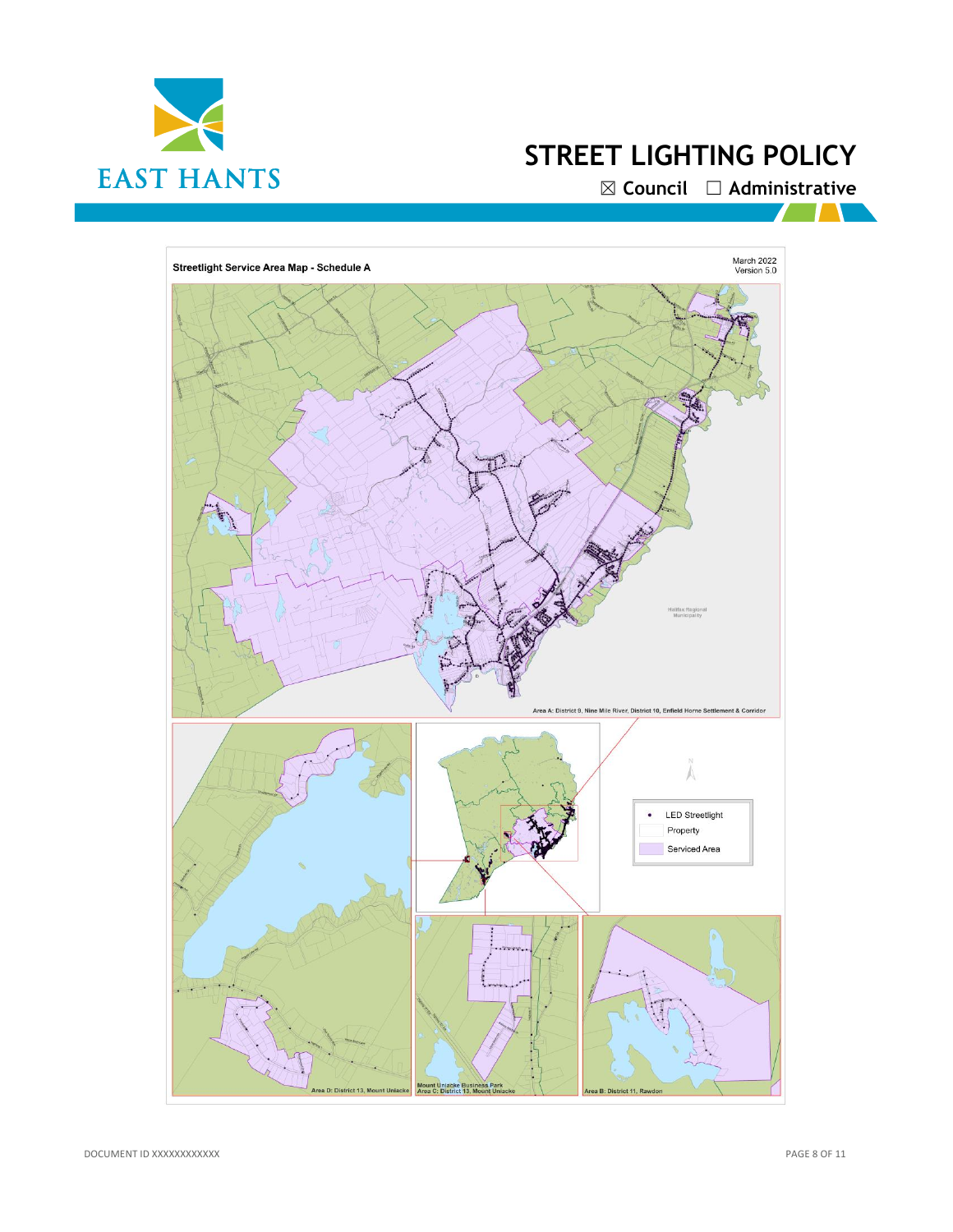**Streetlight Service Area Map - Schedule A**

March 2022
Version 5.0

Area A: District 9, Nine Mile River, District 10, Enfield Home Settlement & Corridor

Area D: District 13, Mount Uniacke

Mount Uniacke Business Park
Area C: District 13, Mount Uniacke

Area B: District 11, Rawdon

- LED Streetlight
- Property
- Serviced Area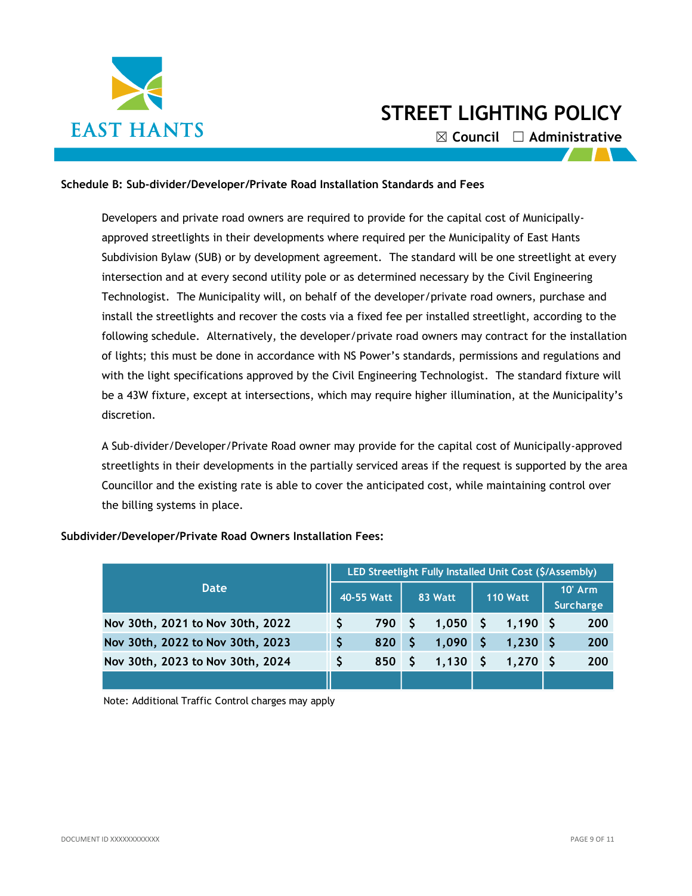**Schedule B: Sub-divider/Developer/Private Road Installation Standards and Fees**

Developers and private road owners are required to provide for the capital cost of Municipally-approved streetlights in their developments where required per the Municipality of East Hants Subdivision Bylaw (SUB) or by development agreement. The standard will be one streetlight at every intersection and at every second utility pole or as determined necessary by the Civil Engineering Technologist. The Municipality will, on behalf of the developer/private road owners, purchase and install the streetlights and recover the costs via a fixed fee per installed streetlight, according to the following schedule. Alternatively, the developer/private road owners may contract for the installation of lights; this must be done in accordance with NS Power's standards, permissions and regulations and with the light specifications approved by the Civil Engineering Technologist. The standard fixture will be a 43W fixture, except at intersections, which may require higher illumination, at the Municipality's discretion.

A Sub-divider/Developer/Private Road owner may provide for the capital cost of Municipally-approved streetlights in their developments in the partially serviced areas if the request is supported by the area Councillor and the existing rate is able to cover the anticipated cost, while maintaining control over the billing systems in place.

**Subdivider/Developer/Private Road Owners Installation Fees:**

| Date | LED Streetlight Fully Installed Unit Cost ($/Assembly) | | | |
|---|---|---|---|---|
| | 40-55 Watt | 83 Watt | 110 Watt | 10' Arm Surcharge |
| Nov 30th, 2021 to Nov 30th, 2022 | $ 790 | $ 1,050 | $ 1,190 | $ 200 |
| Nov 30th, 2022 to Nov 30th, 2023 | $ 820 | $ 1,090 | $ 1,230 | $ 200 |
| Nov 30th, 2023 to Nov 30th, 2024 | $ 850 | $ 1,130 | $ 1,270 | $ 200 |

Note: Additional Traffic Control charges may apply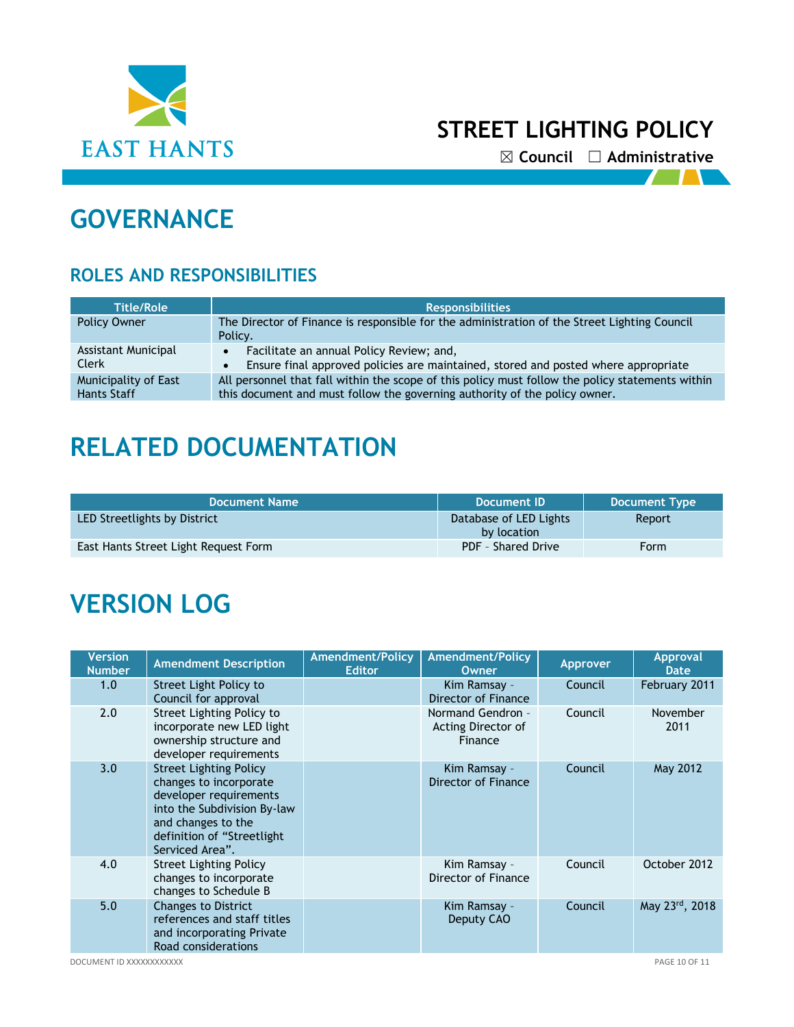# STREET LIGHTING POLICY

☒ Council ☐ Administrative

# GOVERNANCE

## ROLES AND RESPONSIBILITIES

| Title/Role | Responsibilities |
|---|---|
| Policy Owner | The Director of Finance is responsible for the administration of the Street Lighting Council Policy. |
| Assistant Municipal Clerk | • Facilitate an annual Policy Review; and,<br>• Ensure final approved policies are maintained, stored and posted where appropriate |
| Municipality of East Hants Staff | All personnel that fall within the scope of this policy must follow the policy statements within this document and must follow the governing authority of the policy owner. |

# RELATED DOCUMENTATION

| Document Name | Document ID | Document Type |
|---|---|---|
| LED Streetlights by District | Database of LED Lights by location | Report |
| East Hants Street Light Request Form | PDF - Shared Drive | Form |

# VERSION LOG

| Version Number | Amendment Description | Amendment/Policy Editor | Amendment/Policy Owner | Approver | Approval Date |
|---|---|---|---|---|---|
| 1.0 | Street Light Policy to Council for approval | | Kim Ramsay - Director of Finance | Council | February 2011 |
| 2.0 | Street Lighting Policy to incorporate new LED light ownership structure and developer requirements | | Normand Gendron - Acting Director of Finance | Council | November 2011 |
| 3.0 | Street Lighting Policy changes to incorporate developer requirements into the Subdivision By-law and changes to the definition of "Streetlight Serviced Area". | | Kim Ramsay - Director of Finance | Council | May 2012 |
| 4.0 | Street Lighting Policy changes to incorporate changes to Schedule B | | Kim Ramsay - Director of Finance | Council | October 2012 |
| 5.0 | Changes to District references and staff titles and incorporating Private Road considerations | | Kim Ramsay - Deputy CAO | Council | May 23rd, 2018 |

DOCUMENT ID XXXXXXXXXXXX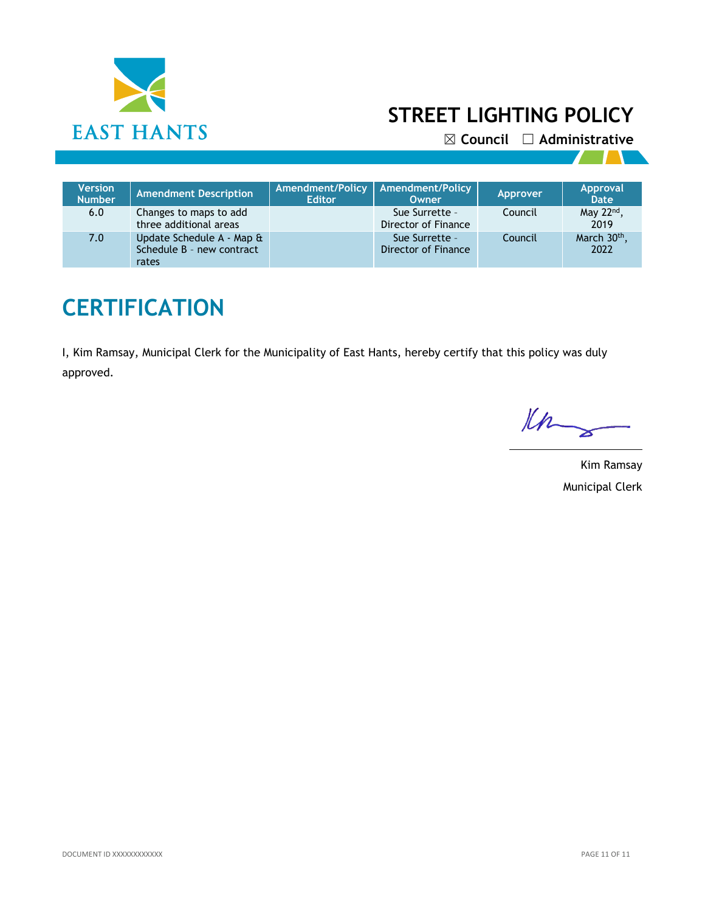# STREET LIGHTING POLICY

☒ Council ☐ Administrative

| Version Number | Amendment Description | Amendment/Policy Editor | Amendment/Policy Owner | Approver | Approval Date |
|---|---|---|---|---|---|
| 6.0 | Changes to maps to add three additional areas | | Sue Surrette - Director of Finance | Council | May 22nd, 2019 |
| 7.0 | Update Schedule A - Map & Schedule B – new contract rates | | Sue Surrette - Director of Finance | Council | March 30th, 2022 |

# CERTIFICATION

I, Kim Ramsay, Municipal Clerk for the Municipality of East Hants, hereby certify that this policy was duly approved.

Kim Ramsay
Municipal Clerk

DOCUMENT ID XXXXXXXXXXXX